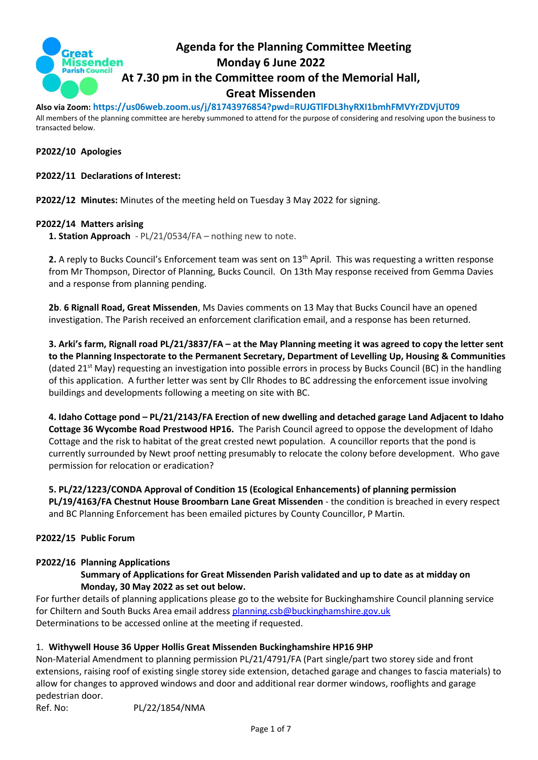# Agenda for the Planning Committee Meeting
## Monday 6 June 2022
## At 7.30 pm in the Committee room of the Memorial Hall, Great Missenden

**Also via Zoom: https://us06web.zoom.us/j/81743976854?pwd=RUJGTlFDL3hyRXI1bmhFMVYrZDVjUT09**

All members of the planning committee are hereby summoned to attend for the purpose of considering and resolving upon the business to transacted below.

**P2022/10 Apologies**

**P2022/11 Declarations of Interest:**

**P2022/12 Minutes:** Minutes of the meeting held on Tuesday 3 May 2022 for signing.

**P2022/14 Matters arising**

**1. Station Approach** - PL/21/0534/FA – nothing new to note.

**2.** A reply to Bucks Council's Enforcement team was sent on 13th April. This was requesting a written response from Mr Thompson, Director of Planning, Bucks Council. On 13th May response received from Gemma Davies and a response from planning pending.

**2b**. **6 Rignall Road, Great Missenden**, Ms Davies comments on 13 May that Bucks Council have an opened investigation. The Parish received an enforcement clarification email, and a response has been returned.

**3. Arki's farm, Rignall road PL/21/3837/FA – at the May Planning meeting it was agreed to copy the letter sent to the Planning Inspectorate to the Permanent Secretary, Department of Levelling Up, Housing & Communities** (dated 21st May) requesting an investigation into possible errors in process by Bucks Council (BC) in the handling of this application. A further letter was sent by Cllr Rhodes to BC addressing the enforcement issue involving buildings and developments following a meeting on site with BC.

**4. Idaho Cottage pond – PL/21/2143/FA Erection of new dwelling and detached garage Land Adjacent to Idaho Cottage 36 Wycombe Road Prestwood HP16.** The Parish Council agreed to oppose the development of Idaho Cottage and the risk to habitat of the great crested newt population. A councillor reports that the pond is currently surrounded by Newt proof netting presumably to relocate the colony before development. Who gave permission for relocation or eradication?

**5. PL/22/1223/CONDA Approval of Condition 15 (Ecological Enhancements) of planning permission PL/19/4163/FA Chestnut House Broombarn Lane Great Missenden** - the condition is breached in every respect and BC Planning Enforcement has been emailed pictures by County Councillor, P Martin.

**P2022/15 Public Forum**

**P2022/16 Planning Applications**

**Summary of Applications for Great Missenden Parish validated and up to date as at midday on Monday, 30 May 2022 as set out below.**

For further details of planning applications please go to the website for Buckinghamshire Council planning service for Chiltern and South Bucks Area email address planning.csb@buckinghamshire.gov.uk
Determinations to be accessed online at the meeting if requested.

1. **Withywell House 36 Upper Hollis Great Missenden Buckinghamshire HP16 9HP**

Non-Material Amendment to planning permission PL/21/4791/FA (Part single/part two storey side and front extensions, raising roof of existing single storey side extension, detached garage and changes to fascia materials) to allow for changes to approved windows and door and additional rear dormer windows, rooflights and garage pedestrian door.

Ref. No: PL/22/1854/NMA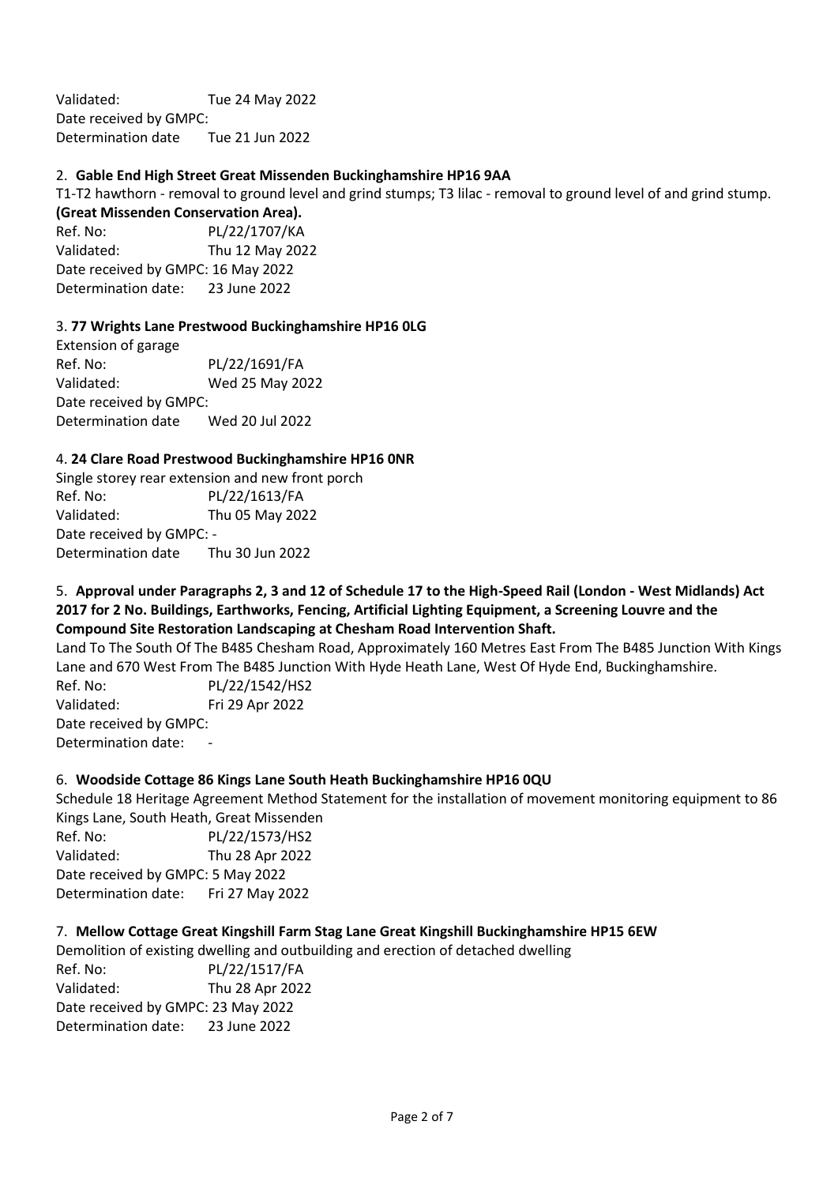Validated: Tue 24 May 2022
Date received by GMPC:
Determination date Tue 21 Jun 2022

2. **Gable End High Street Great Missenden Buckinghamshire HP16 9AA**

T1-T2 hawthorn - removal to ground level and grind stumps; T3 lilac - removal to ground level of and grind stump. **(Great Missenden Conservation Area).**

Ref. No: PL/22/1707/KA
Validated: Thu 12 May 2022
Date received by GMPC: 16 May 2022
Determination date: 23 June 2022

3. **77 Wrights Lane Prestwood Buckinghamshire HP16 0LG**

Extension of garage

Ref. No: PL/22/1691/FA
Validated: Wed 25 May 2022
Date received by GMPC:
Determination date Wed 20 Jul 2022

4. **24 Clare Road Prestwood Buckinghamshire HP16 0NR**

Single storey rear extension and new front porch

Ref. No: PL/22/1613/FA
Validated: Thu 05 May 2022
Date received by GMPC: -
Determination date Thu 30 Jun 2022

5. **Approval under Paragraphs 2, 3 and 12 of Schedule 17 to the High-Speed Rail (London - West Midlands) Act 2017 for 2 No. Buildings, Earthworks, Fencing, Artificial Lighting Equipment, a Screening Louvre and the Compound Site Restoration Landscaping at Chesham Road Intervention Shaft.**

Land To The South Of The B485 Chesham Road, Approximately 160 Metres East From The B485 Junction With Kings Lane and 670 West From The B485 Junction With Hyde Heath Lane, West Of Hyde End, Buckinghamshire.

Ref. No: PL/22/1542/HS2
Validated: Fri 29 Apr 2022
Date received by GMPC:
Determination date: -

6. **Woodside Cottage 86 Kings Lane South Heath Buckinghamshire HP16 0QU**

Schedule 18 Heritage Agreement Method Statement for the installation of movement monitoring equipment to 86 Kings Lane, South Heath, Great Missenden

Ref. No: PL/22/1573/HS2
Validated: Thu 28 Apr 2022
Date received by GMPC: 5 May 2022
Determination date: Fri 27 May 2022

7. **Mellow Cottage Great Kingshill Farm Stag Lane Great Kingshill Buckinghamshire HP15 6EW**

Demolition of existing dwelling and outbuilding and erection of detached dwelling

Ref. No: PL/22/1517/FA
Validated: Thu 28 Apr 2022
Date received by GMPC: 23 May 2022
Determination date: 23 June 2022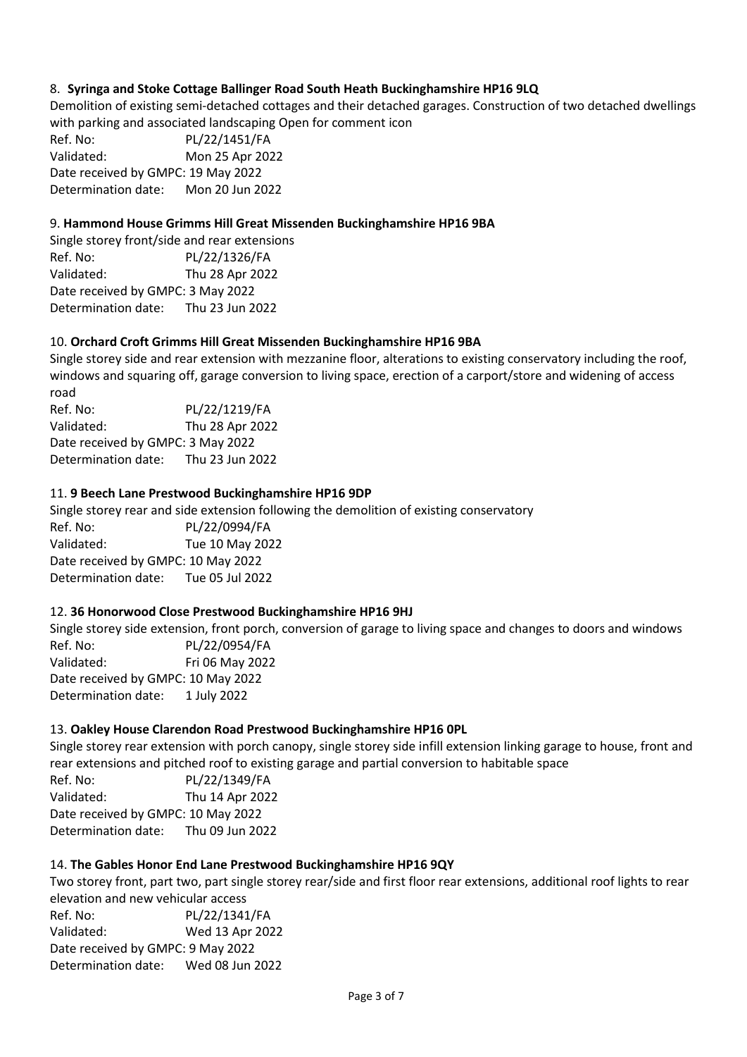8. **Syringa and Stoke Cottage Ballinger Road South Heath Buckinghamshire HP16 9LQ**

Demolition of existing semi-detached cottages and their detached garages. Construction of two detached dwellings with parking and associated landscaping Open for comment icon

Ref. No: PL/22/1451/FA
Validated: Mon 25 Apr 2022
Date received by GMPC: 19 May 2022
Determination date: Mon 20 Jun 2022

9. **Hammond House Grimms Hill Great Missenden Buckinghamshire HP16 9BA**

Single storey front/side and rear extensions

Ref. No: PL/22/1326/FA
Validated: Thu 28 Apr 2022
Date received by GMPC: 3 May 2022
Determination date: Thu 23 Jun 2022

10. **Orchard Croft Grimms Hill Great Missenden Buckinghamshire HP16 9BA**

Single storey side and rear extension with mezzanine floor, alterations to existing conservatory including the roof, windows and squaring off, garage conversion to living space, erection of a carport/store and widening of access road

Ref. No: PL/22/1219/FA
Validated: Thu 28 Apr 2022
Date received by GMPC: 3 May 2022
Determination date: Thu 23 Jun 2022

11. **9 Beech Lane Prestwood Buckinghamshire HP16 9DP**

Single storey rear and side extension following the demolition of existing conservatory

Ref. No: PL/22/0994/FA
Validated: Tue 10 May 2022
Date received by GMPC: 10 May 2022
Determination date: Tue 05 Jul 2022

12. **36 Honorwood Close Prestwood Buckinghamshire HP16 9HJ**

Single storey side extension, front porch, conversion of garage to living space and changes to doors and windows

Ref. No: PL/22/0954/FA
Validated: Fri 06 May 2022
Date received by GMPC: 10 May 2022
Determination date: 1 July 2022

13. **Oakley House Clarendon Road Prestwood Buckinghamshire HP16 0PL**

Single storey rear extension with porch canopy, single storey side infill extension linking garage to house, front and rear extensions and pitched roof to existing garage and partial conversion to habitable space

Ref. No: PL/22/1349/FA
Validated: Thu 14 Apr 2022
Date received by GMPC: 10 May 2022
Determination date: Thu 09 Jun 2022

14. **The Gables Honor End Lane Prestwood Buckinghamshire HP16 9QY**

Two storey front, part two, part single storey rear/side and first floor rear extensions, additional roof lights to rear elevation and new vehicular access

Ref. No: PL/22/1341/FA
Validated: Wed 13 Apr 2022
Date received by GMPC: 9 May 2022
Determination date: Wed 08 Jun 2022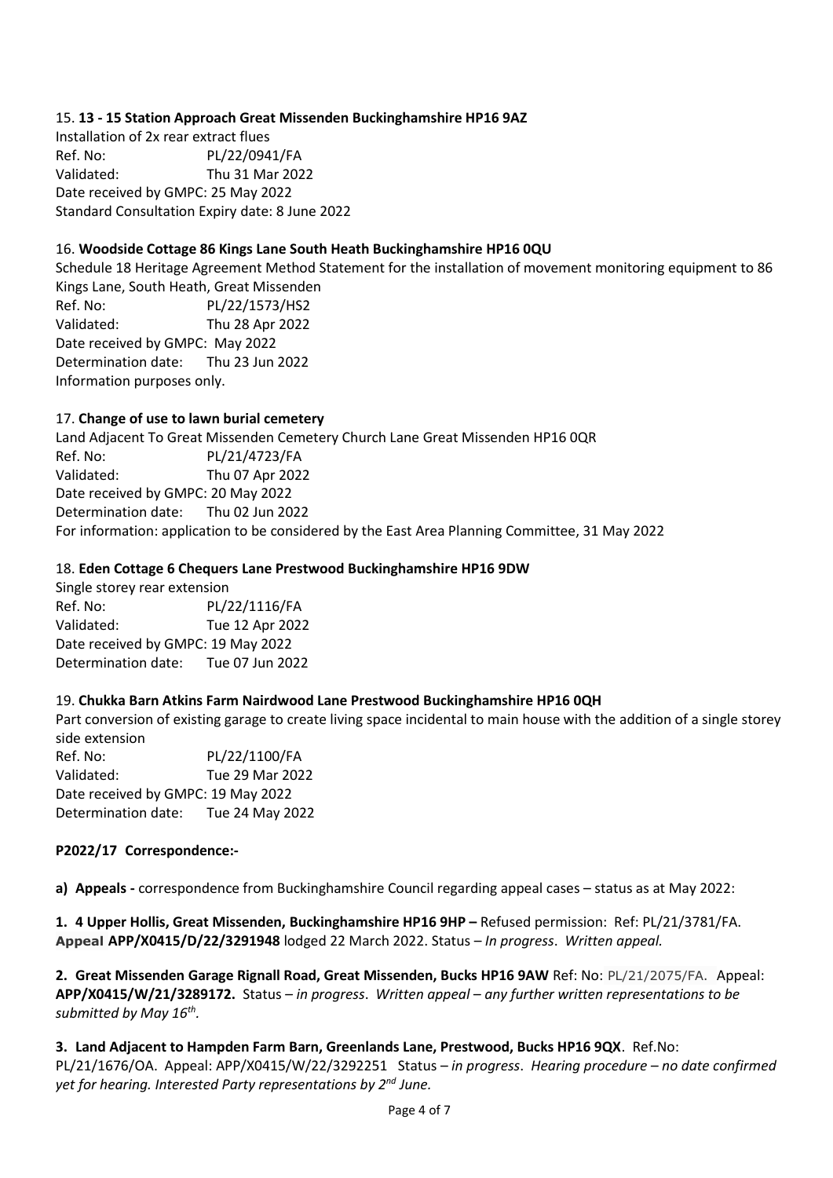15. **13 - 15 Station Approach Great Missenden Buckinghamshire HP16 9AZ**

Installation of 2x rear extract flues
Ref. No: PL/22/0941/FA
Validated: Thu 31 Mar 2022
Date received by GMPC: 25 May 2022
Standard Consultation Expiry date: 8 June 2022

16. **Woodside Cottage 86 Kings Lane South Heath Buckinghamshire HP16 0QU**

Schedule 18 Heritage Agreement Method Statement for the installation of movement monitoring equipment to 86 Kings Lane, South Heath, Great Missenden
Ref. No: PL/22/1573/HS2
Validated: Thu 28 Apr 2022
Date received by GMPC: May 2022
Determination date: Thu 23 Jun 2022
Information purposes only.

17. **Change of use to lawn burial cemetery**

Land Adjacent To Great Missenden Cemetery Church Lane Great Missenden HP16 0QR
Ref. No: PL/21/4723/FA
Validated: Thu 07 Apr 2022
Date received by GMPC: 20 May 2022
Determination date: Thu 02 Jun 2022
For information: application to be considered by the East Area Planning Committee, 31 May 2022

18. **Eden Cottage 6 Chequers Lane Prestwood Buckinghamshire HP16 9DW**

Single storey rear extension
Ref. No: PL/22/1116/FA
Validated: Tue 12 Apr 2022
Date received by GMPC: 19 May 2022
Determination date: Tue 07 Jun 2022

19. **Chukka Barn Atkins Farm Nairdwood Lane Prestwood Buckinghamshire HP16 0QH**

Part conversion of existing garage to create living space incidental to main house with the addition of a single storey side extension
Ref. No: PL/22/1100/FA
Validated: Tue 29 Mar 2022
Date received by GMPC: 19 May 2022
Determination date: Tue 24 May 2022

**P2022/17 Correspondence:-**

**a) Appeals -** correspondence from Buckinghamshire Council regarding appeal cases – status as at May 2022:

**1. 4 Upper Hollis, Great Missenden, Buckinghamshire HP16 9HP –** Refused permission: Ref: PL/21/3781/FA. **Appeal APP/X0415/D/22/3291948** lodged 22 March 2022. Status – *In progress*. *Written appeal.*

**2. Great Missenden Garage Rignall Road, Great Missenden, Bucks HP16 9AW** Ref: No: PL/21/2075/FA. Appeal: **APP/X0415/W/21/3289172.** Status – *in progress*. *Written appeal – any further written representations to be submitted by May 16th.*

**3. Land Adjacent to Hampden Farm Barn, Greenlands Lane, Prestwood, Bucks HP16 9QX**. Ref.No: PL/21/1676/OA. Appeal: APP/X0415/W/22/3292251 Status – *in progress*. *Hearing procedure – no date confirmed yet for hearing. Interested Party representations by 2nd June.*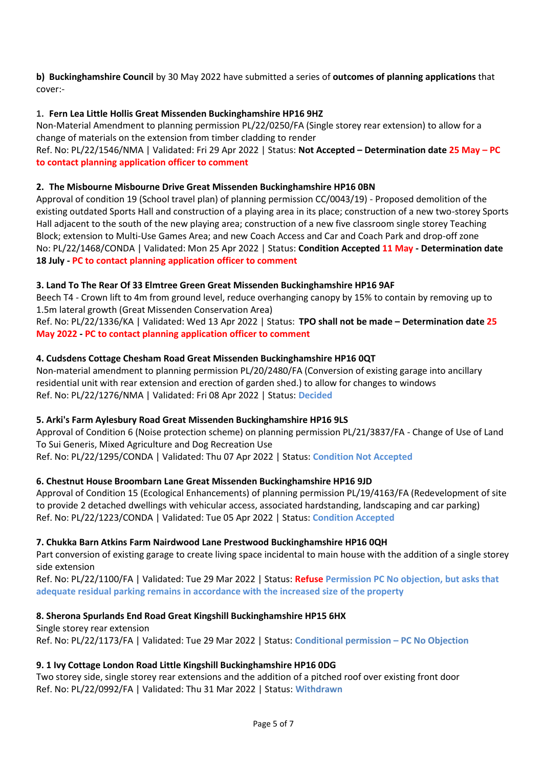**b) Buckinghamshire Council** by 30 May 2022 have submitted a series of **outcomes of planning applications** that cover:-

**1. Fern Lea Little Hollis Great Missenden Buckinghamshire HP16 9HZ**
Non-Material Amendment to planning permission PL/22/0250/FA (Single storey rear extension) to allow for a change of materials on the extension from timber cladding to render
Ref. No: PL/22/1546/NMA | Validated: Fri 29 Apr 2022 | Status: **Not Accepted – Determination date 25 May – PC to contact planning application officer to comment**

**2. The Misbourne Misbourne Drive Great Missenden Buckinghamshire HP16 0BN**
Approval of condition 19 (School travel plan) of planning permission CC/0043/19) - Proposed demolition of the existing outdated Sports Hall and construction of a playing area in its place; construction of a new two-storey Sports Hall adjacent to the south of the new playing area; construction of a new five classroom single storey Teaching Block; extension to Multi-Use Games Area; and new Coach Access and Car and Coach Park and drop-off zone
No: PL/22/1468/CONDA | Validated: Mon 25 Apr 2022 | Status: **Condition Accepted 11 May - Determination date 18 July - PC to contact planning application officer to comment**

**3. Land To The Rear Of 33 Elmtree Green Great Missenden Buckinghamshire HP16 9AF**
Beech T4 - Crown lift to 4m from ground level, reduce overhanging canopy by 15% to contain by removing up to 1.5m lateral growth (Great Missenden Conservation Area)
Ref. No: PL/22/1336/KA | Validated: Wed 13 Apr 2022 | Status: **TPO shall not be made – Determination date 25 May 2022 - PC to contact planning application officer to comment**

**4. Cudsdens Cottage Chesham Road Great Missenden Buckinghamshire HP16 0QT**
Non-material amendment to planning permission PL/20/2480/FA (Conversion of existing garage into ancillary residential unit with rear extension and erection of garden shed.) to allow for changes to windows
Ref. No: PL/22/1276/NMA | Validated: Fri 08 Apr 2022 | Status: **Decided**

**5. Arki's Farm Aylesbury Road Great Missenden Buckinghamshire HP16 9LS**
Approval of Condition 6 (Noise protection scheme) on planning permission PL/21/3837/FA - Change of Use of Land To Sui Generis, Mixed Agriculture and Dog Recreation Use
Ref. No: PL/22/1295/CONDA | Validated: Thu 07 Apr 2022 | Status: **Condition Not Accepted**

**6. Chestnut House Broombarn Lane Great Missenden Buckinghamshire HP16 9JD**
Approval of Condition 15 (Ecological Enhancements) of planning permission PL/19/4163/FA (Redevelopment of site to provide 2 detached dwellings with vehicular access, associated hardstanding, landscaping and car parking)
Ref. No: PL/22/1223/CONDA | Validated: Tue 05 Apr 2022 | Status: **Condition Accepted**

**7. Chukka Barn Atkins Farm Nairdwood Lane Prestwood Buckinghamshire HP16 0QH**
Part conversion of existing garage to create living space incidental to main house with the addition of a single storey side extension
Ref. No: PL/22/1100/FA | Validated: Tue 29 Mar 2022 | Status: **Refuse Permission PC No objection, but asks that adequate residual parking remains in accordance with the increased size of the property**

**8. Sherona Spurlands End Road Great Kingshill Buckinghamshire HP15 6HX**
Single storey rear extension
Ref. No: PL/22/1173/FA | Validated: Tue 29 Mar 2022 | Status: **Conditional permission – PC No Objection**

**9. 1 Ivy Cottage London Road Little Kingshill Buckinghamshire HP16 0DG**
Two storey side, single storey rear extensions and the addition of a pitched roof over existing front door
Ref. No: PL/22/0992/FA | Validated: Thu 31 Mar 2022 | Status: **Withdrawn**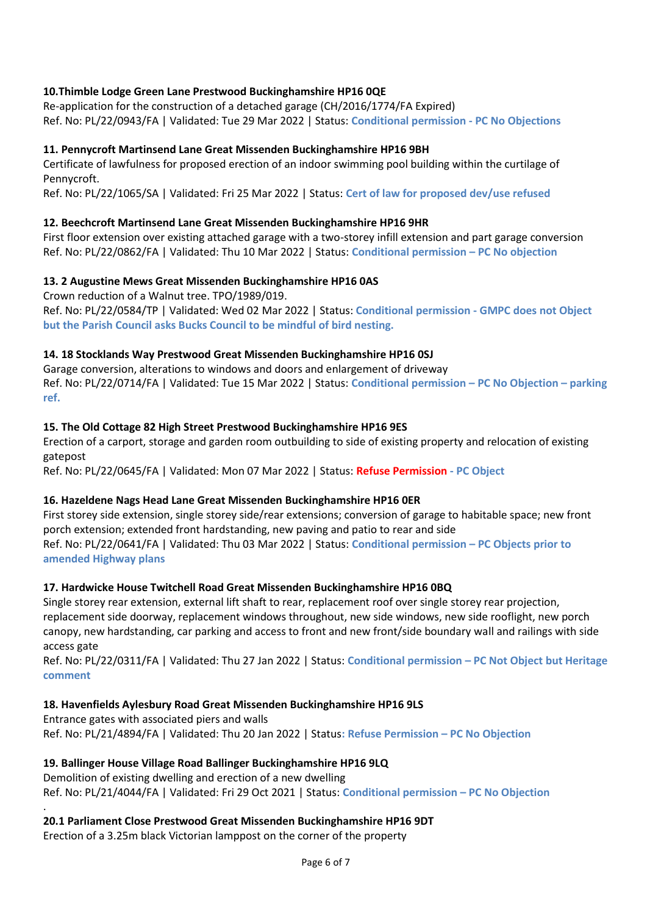**10.Thimble Lodge Green Lane Prestwood Buckinghamshire HP16 0QE**
Re-application for the construction of a detached garage (CH/2016/1774/FA Expired)
Ref. No: PL/22/0943/FA | Validated: Tue 29 Mar 2022 | Status: **Conditional permission - PC No Objections**

**11. Pennycroft Martinsend Lane Great Missenden Buckinghamshire HP16 9BH**
Certificate of lawfulness for proposed erection of an indoor swimming pool building within the curtilage of Pennycroft.
Ref. No: PL/22/1065/SA | Validated: Fri 25 Mar 2022 | Status: **Cert of law for proposed dev/use refused**

**12. Beechcroft Martinsend Lane Great Missenden Buckinghamshire HP16 9HR**
First floor extension over existing attached garage with a two-storey infill extension and part garage conversion
Ref. No: PL/22/0862/FA | Validated: Thu 10 Mar 2022 | Status: **Conditional permission – PC No objection**

**13. 2 Augustine Mews Great Missenden Buckinghamshire HP16 0AS**
Crown reduction of a Walnut tree. TPO/1989/019.
Ref. No: PL/22/0584/TP | Validated: Wed 02 Mar 2022 | Status: **Conditional permission - GMPC does not Object but the Parish Council asks Bucks Council to be mindful of bird nesting.**

**14. 18 Stocklands Way Prestwood Great Missenden Buckinghamshire HP16 0SJ**
Garage conversion, alterations to windows and doors and enlargement of driveway
Ref. No: PL/22/0714/FA | Validated: Tue 15 Mar 2022 | Status: **Conditional permission – PC No Objection – parking ref.**

**15. The Old Cottage 82 High Street Prestwood Buckinghamshire HP16 9ES**
Erection of a carport, storage and garden room outbuilding to side of existing property and relocation of existing gatepost
Ref. No: PL/22/0645/FA | Validated: Mon 07 Mar 2022 | Status: **Refuse Permission - PC Object**

**16. Hazeldene Nags Head Lane Great Missenden Buckinghamshire HP16 0ER**
First storey side extension, single storey side/rear extensions; conversion of garage to habitable space; new front porch extension; extended front hardstanding, new paving and patio to rear and side
Ref. No: PL/22/0641/FA | Validated: Thu 03 Mar 2022 | Status: **Conditional permission – PC Objects prior to amended Highway plans**

**17. Hardwicke House Twitchell Road Great Missenden Buckinghamshire HP16 0BQ**
Single storey rear extension, external lift shaft to rear, replacement roof over single storey rear projection, replacement side doorway, replacement windows throughout, new side windows, new side rooflight, new porch canopy, new hardstanding, car parking and access to front and new front/side boundary wall and railings with side access gate
Ref. No: PL/22/0311/FA | Validated: Thu 27 Jan 2022 | Status: **Conditional permission – PC Not Object but Heritage comment**

**18. Havenfields Aylesbury Road Great Missenden Buckinghamshire HP16 9LS**
Entrance gates with associated piers and walls
Ref. No: PL/21/4894/FA | Validated: Thu 20 Jan 2022 | Status**: Refuse Permission – PC No Objection**

**19. Ballinger House Village Road Ballinger Buckinghamshire HP16 9LQ**
Demolition of existing dwelling and erection of a new dwelling
Ref. No: PL/21/4044/FA | Validated: Fri 29 Oct 2021 | Status: **Conditional permission – PC No Objection**

.

**20.1 Parliament Close Prestwood Great Missenden Buckinghamshire HP16 9DT**
Erection of a 3.25m black Victorian lamppost on the corner of the property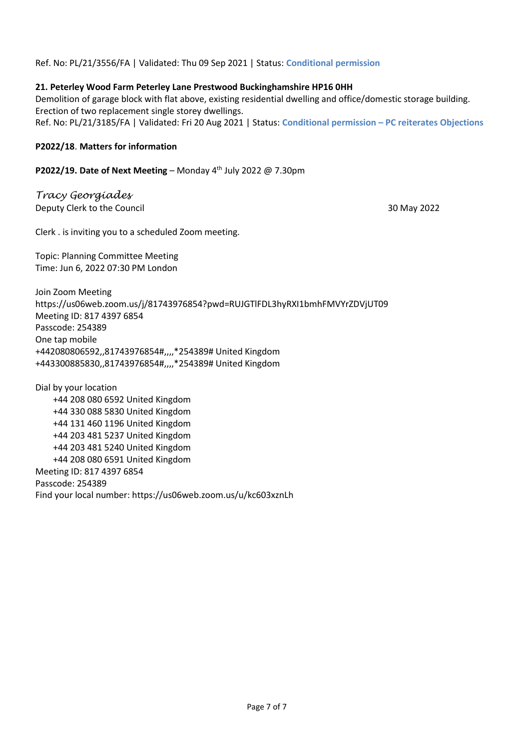Ref. No: PL/21/3556/FA | Validated: Thu 09 Sep 2021 | Status: **Conditional permission**

**21. Peterley Wood Farm Peterley Lane Prestwood Buckinghamshire HP16 0HH**
Demolition of garage block with flat above, existing residential dwelling and office/domestic storage building. Erection of two replacement single storey dwellings.
Ref. No: PL/21/3185/FA | Validated: Fri 20 Aug 2021 | Status: **Conditional permission – PC reiterates Objections**

**P2022/18**. **Matters for information**

**P2022/19. Date of Next Meeting** – Monday 4th July 2022 @ 7.30pm

*Tracy Georgiades*
Deputy Clerk to the Council 30 May 2022

Clerk . is inviting you to a scheduled Zoom meeting.

Topic: Planning Committee Meeting
Time: Jun 6, 2022 07:30 PM London

Join Zoom Meeting
https://us06web.zoom.us/j/81743976854?pwd=RUJGTlFDL3hyRXI1bmhFMVYrZDVjUT09
Meeting ID: 817 4397 6854
Passcode: 254389
One tap mobile
+442080806592,,81743976854#,,,,*254389# United Kingdom
+443300885830,,81743976854#,,,,*254389# United Kingdom

Dial by your location
+44 208 080 6592 United Kingdom
+44 330 088 5830 United Kingdom
+44 131 460 1196 United Kingdom
+44 203 481 5237 United Kingdom
+44 203 481 5240 United Kingdom
+44 208 080 6591 United Kingdom
Meeting ID: 817 4397 6854
Passcode: 254389
Find your local number: https://us06web.zoom.us/u/kc603xznLh